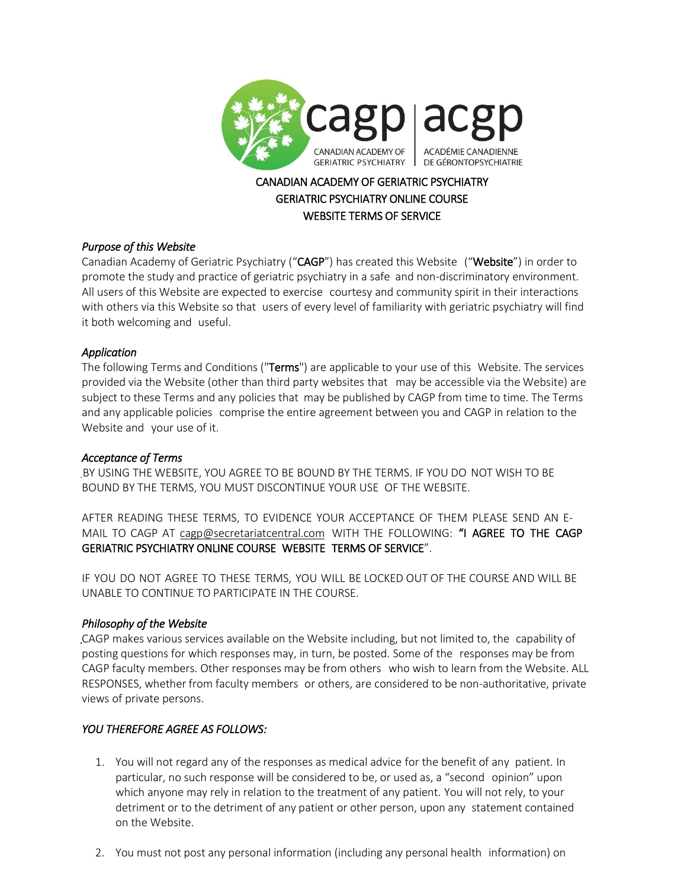# CANADIAN ACADEMY OF GERIATRIC PSYCHIATRY
## GERIATRIC PSYCHIATRY ONLINE COURSE
## WEBSITE TERMS OF SERVICE

### *Purpose of this Website*

Canadian Academy of Geriatric Psychiatry ("**CAGP**") has created this Website ("**Website**") in order to promote the study and practice of geriatric psychiatry in a safe and non-discriminatory environment. All users of this Website are expected to exercise courtesy and community spirit in their interactions with others via this Website so that users of every level of familiarity with geriatric psychiatry will find it both welcoming and useful.

### *Application*

The following Terms and Conditions ("**Terms**") are applicable to your use of this Website. The services provided via the Website (other than third party websites that may be accessible via the Website) are subject to these Terms and any policies that may be published by CAGP from time to time. The Terms and any applicable policies comprise the entire agreement between you and CAGP in relation to the Website and your use of it.

### *Acceptance of Terms*

BY USING THE WEBSITE, YOU AGREE TO BE BOUND BY THE TERMS. IF YOU DO NOT WISH TO BE BOUND BY THE TERMS, YOU MUST DISCONTINUE YOUR USE OF THE WEBSITE.

AFTER READING THESE TERMS, TO EVIDENCE YOUR ACCEPTANCE OF THEM PLEASE SEND AN E-MAIL TO CAGP AT cagp@secretariatcentral.com WITH THE FOLLOWING: **"I AGREE TO THE CAGP GERIATRIC PSYCHIATRY ONLINE COURSE WEBSITE TERMS OF SERVICE"**.

IF YOU DO NOT AGREE TO THESE TERMS, YOU WILL BE LOCKED OUT OF THE COURSE AND WILL BE UNABLE TO CONTINUE TO PARTICIPATE IN THE COURSE.

### *Philosophy of the Website*

CAGP makes various services available on the Website including, but not limited to, the capability of posting questions for which responses may, in turn, be posted. Some of the responses may be from CAGP faculty members. Other responses may be from others who wish to learn from the Website. ALL RESPONSES, whether from faculty members or others, are considered to be non-authoritative, private views of private persons.

### *YOU THEREFORE AGREE AS FOLLOWS:*

1. You will not regard any of the responses as medical advice for the benefit of any patient. In particular, no such response will be considered to be, or used as, a "second opinion" upon which anyone may rely in relation to the treatment of any patient. You will not rely, to your detriment or to the detriment of any patient or other person, upon any statement contained on the Website.

2. You must not post any personal information (including any personal health information) on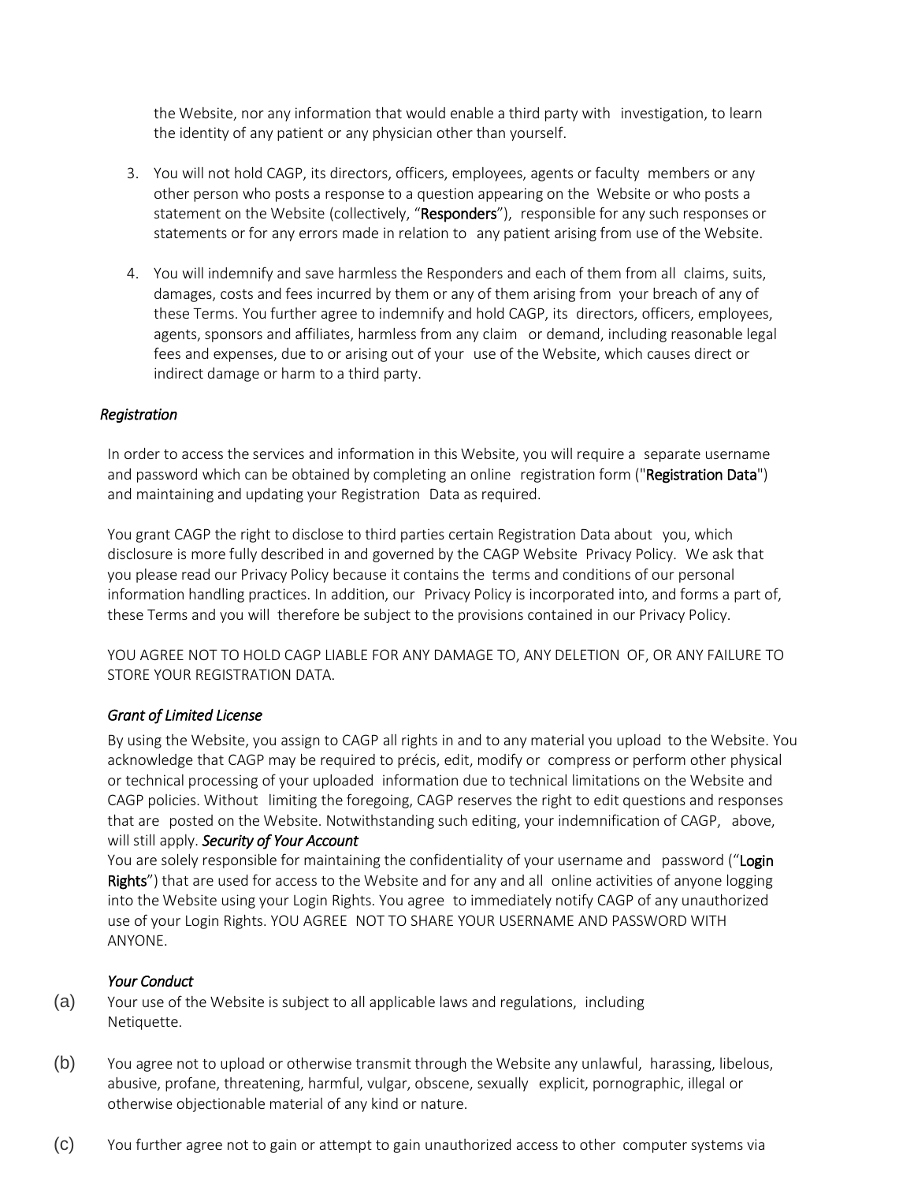the Website, nor any information that would enable a third party with investigation, to learn the identity of any patient or any physician other than yourself.

3. You will not hold CAGP, its directors, officers, employees, agents or faculty members or any other person who posts a response to a question appearing on the Website or who posts a statement on the Website (collectively, "**Responders**"), responsible for any such responses or statements or for any errors made in relation to any patient arising from use of the Website.

4. You will indemnify and save harmless the Responders and each of them from all claims, suits, damages, costs and fees incurred by them or any of them arising from your breach of any of these Terms. You further agree to indemnify and hold CAGP, its directors, officers, employees, agents, sponsors and affiliates, harmless from any claim or demand, including reasonable legal fees and expenses, due to or arising out of your use of the Website, which causes direct or indirect damage or harm to a third party.

*Registration*

In order to access the services and information in this Website, you will require a separate username and password which can be obtained by completing an online registration form ("**Registration Data**") and maintaining and updating your Registration Data as required.

You grant CAGP the right to disclose to third parties certain Registration Data about you, which disclosure is more fully described in and governed by the CAGP Website Privacy Policy. We ask that you please read our Privacy Policy because it contains the terms and conditions of our personal information handling practices. In addition, our Privacy Policy is incorporated into, and forms a part of, these Terms and you will therefore be subject to the provisions contained in our Privacy Policy.

YOU AGREE NOT TO HOLD CAGP LIABLE FOR ANY DAMAGE TO, ANY DELETION OF, OR ANY FAILURE TO STORE YOUR REGISTRATION DATA.

*Grant of Limited License*

By using the Website, you assign to CAGP all rights in and to any material you upload to the Website. You acknowledge that CAGP may be required to précis, edit, modify or compress or perform other physical or technical processing of your uploaded information due to technical limitations on the Website and CAGP policies. Without limiting the foregoing, CAGP reserves the right to edit questions and responses that are posted on the Website. Notwithstanding such editing, your indemnification of CAGP, above, will still apply. ***Security of Your Account***

You are solely responsible for maintaining the confidentiality of your username and password ("**Login Rights**") that are used for access to the Website and for any and all online activities of anyone logging into the Website using your Login Rights. You agree to immediately notify CAGP of any unauthorized use of your Login Rights. YOU AGREE NOT TO SHARE YOUR USERNAME AND PASSWORD WITH ANYONE.

*Your Conduct*

(a) Your use of the Website is subject to all applicable laws and regulations, including Netiquette.

(b) You agree not to upload or otherwise transmit through the Website any unlawful, harassing, libelous, abusive, profane, threatening, harmful, vulgar, obscene, sexually explicit, pornographic, illegal or otherwise objectionable material of any kind or nature.

(c) You further agree not to gain or attempt to gain unauthorized access to other computer systems via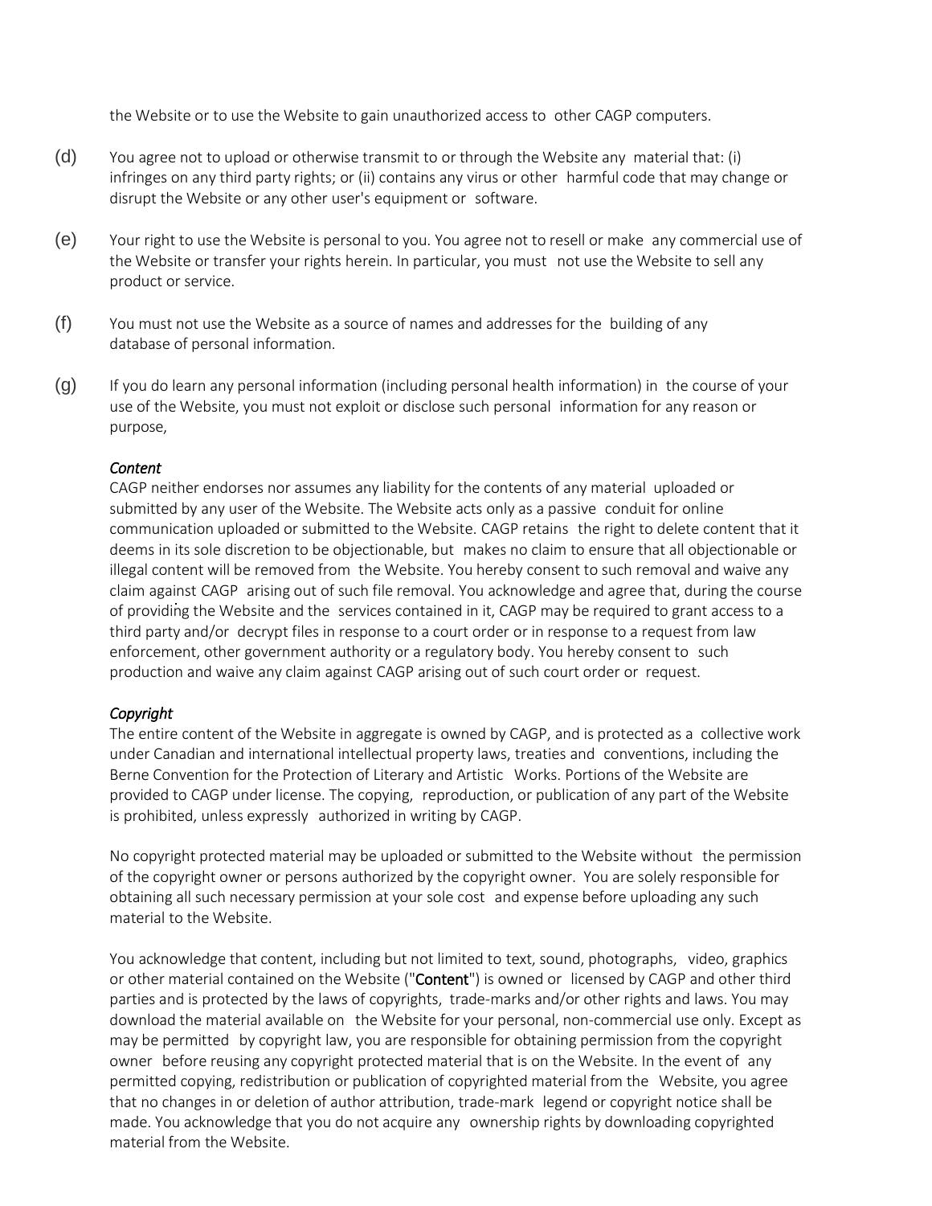the Website or to use the Website to gain unauthorized access to other CAGP computers.

(d) You agree not to upload or otherwise transmit to or through the Website any material that: (i) infringes on any third party rights; or (ii) contains any virus or other harmful code that may change or disrupt the Website or any other user's equipment or software.

(e) Your right to use the Website is personal to you. You agree not to resell or make any commercial use of the Website or transfer your rights herein. In particular, you must not use the Website to sell any product or service.

(f) You must not use the Website as a source of names and addresses for the building of any database of personal information.

(g) If you do learn any personal information (including personal health information) in the course of your use of the Website, you must not exploit or disclose such personal information for any reason or purpose,

*Content*

CAGP neither endorses nor assumes any liability for the contents of any material uploaded or submitted by any user of the Website. The Website acts only as a passive conduit for online communication uploaded or submitted to the Website. CAGP retains the right to delete content that it deems in its sole discretion to be objectionable, but makes no claim to ensure that all objectionable or illegal content will be removed from the Website. You hereby consent to such removal and waive any claim against CAGP arising out of such file removal. You acknowledge and agree that, during the course of providing the Website and the services contained in it, CAGP may be required to grant access to a third party and/or decrypt files in response to a court order or in response to a request from law enforcement, other government authority or a regulatory body. You hereby consent to such production and waive any claim against CAGP arising out of such court order or request.

*Copyright*

The entire content of the Website in aggregate is owned by CAGP, and is protected as a collective work under Canadian and international intellectual property laws, treaties and conventions, including the Berne Convention for the Protection of Literary and Artistic Works. Portions of the Website are provided to CAGP under license. The copying, reproduction, or publication of any part of the Website is prohibited, unless expressly authorized in writing by CAGP.

No copyright protected material may be uploaded or submitted to the Website without the permission of the copyright owner or persons authorized by the copyright owner. You are solely responsible for obtaining all such necessary permission at your sole cost and expense before uploading any such material to the Website.

You acknowledge that content, including but not limited to text, sound, photographs, video, graphics or other material contained on the Website ("**Content**") is owned or licensed by CAGP and other third parties and is protected by the laws of copyrights, trade-marks and/or other rights and laws. You may download the material available on the Website for your personal, non-commercial use only. Except as may be permitted by copyright law, you are responsible for obtaining permission from the copyright owner before reusing any copyright protected material that is on the Website. In the event of any permitted copying, redistribution or publication of copyrighted material from the Website, you agree that no changes in or deletion of author attribution, trade-mark legend or copyright notice shall be made. You acknowledge that you do not acquire any ownership rights by downloading copyrighted material from the Website.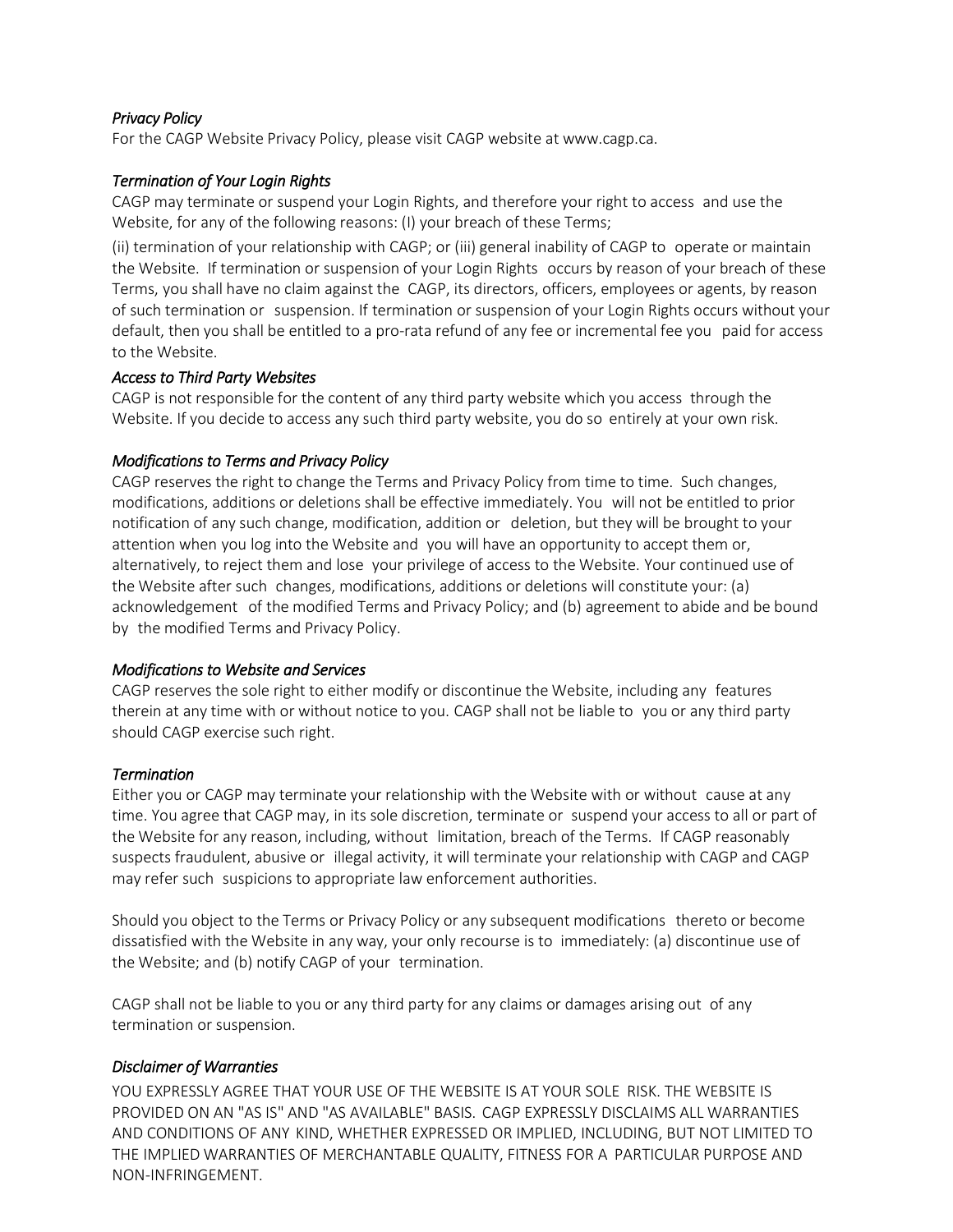*Privacy Policy*

For the CAGP Website Privacy Policy, please visit CAGP website at www.cagp.ca.

*Termination of Your Login Rights*

CAGP may terminate or suspend your Login Rights, and therefore your right to access and use the Website, for any of the following reasons: (I) your breach of these Terms;

(ii) termination of your relationship with CAGP; or (iii) general inability of CAGP to operate or maintain the Website. If termination or suspension of your Login Rights occurs by reason of your breach of these Terms, you shall have no claim against the CAGP, its directors, officers, employees or agents, by reason of such termination or suspension. If termination or suspension of your Login Rights occurs without your default, then you shall be entitled to a pro-rata refund of any fee or incremental fee you paid for access to the Website.

*Access to Third Party Websites*

CAGP is not responsible for the content of any third party website which you access through the Website. If you decide to access any such third party website, you do so entirely at your own risk.

*Modifications to Terms and Privacy Policy*

CAGP reserves the right to change the Terms and Privacy Policy from time to time. Such changes, modifications, additions or deletions shall be effective immediately. You will not be entitled to prior notification of any such change, modification, addition or deletion, but they will be brought to your attention when you log into the Website and you will have an opportunity to accept them or, alternatively, to reject them and lose your privilege of access to the Website. Your continued use of the Website after such changes, modifications, additions or deletions will constitute your: (a) acknowledgement of the modified Terms and Privacy Policy; and (b) agreement to abide and be bound by the modified Terms and Privacy Policy.

*Modifications to Website and Services*

CAGP reserves the sole right to either modify or discontinue the Website, including any features therein at any time with or without notice to you. CAGP shall not be liable to you or any third party should CAGP exercise such right.

*Termination*

Either you or CAGP may terminate your relationship with the Website with or without cause at any time. You agree that CAGP may, in its sole discretion, terminate or suspend your access to all or part of the Website for any reason, including, without limitation, breach of the Terms. If CAGP reasonably suspects fraudulent, abusive or illegal activity, it will terminate your relationship with CAGP and CAGP may refer such suspicions to appropriate law enforcement authorities.

Should you object to the Terms or Privacy Policy or any subsequent modifications thereto or become dissatisfied with the Website in any way, your only recourse is to immediately: (a) discontinue use of the Website; and (b) notify CAGP of your termination.

CAGP shall not be liable to you or any third party for any claims or damages arising out of any termination or suspension.

*Disclaimer of Warranties*

YOU EXPRESSLY AGREE THAT YOUR USE OF THE WEBSITE IS AT YOUR SOLE RISK. THE WEBSITE IS PROVIDED ON AN "AS IS" AND "AS AVAILABLE" BASIS. CAGP EXPRESSLY DISCLAIMS ALL WARRANTIES AND CONDITIONS OF ANY KIND, WHETHER EXPRESSED OR IMPLIED, INCLUDING, BUT NOT LIMITED TO THE IMPLIED WARRANTIES OF MERCHANTABLE QUALITY, FITNESS FOR A PARTICULAR PURPOSE AND NON-INFRINGEMENT.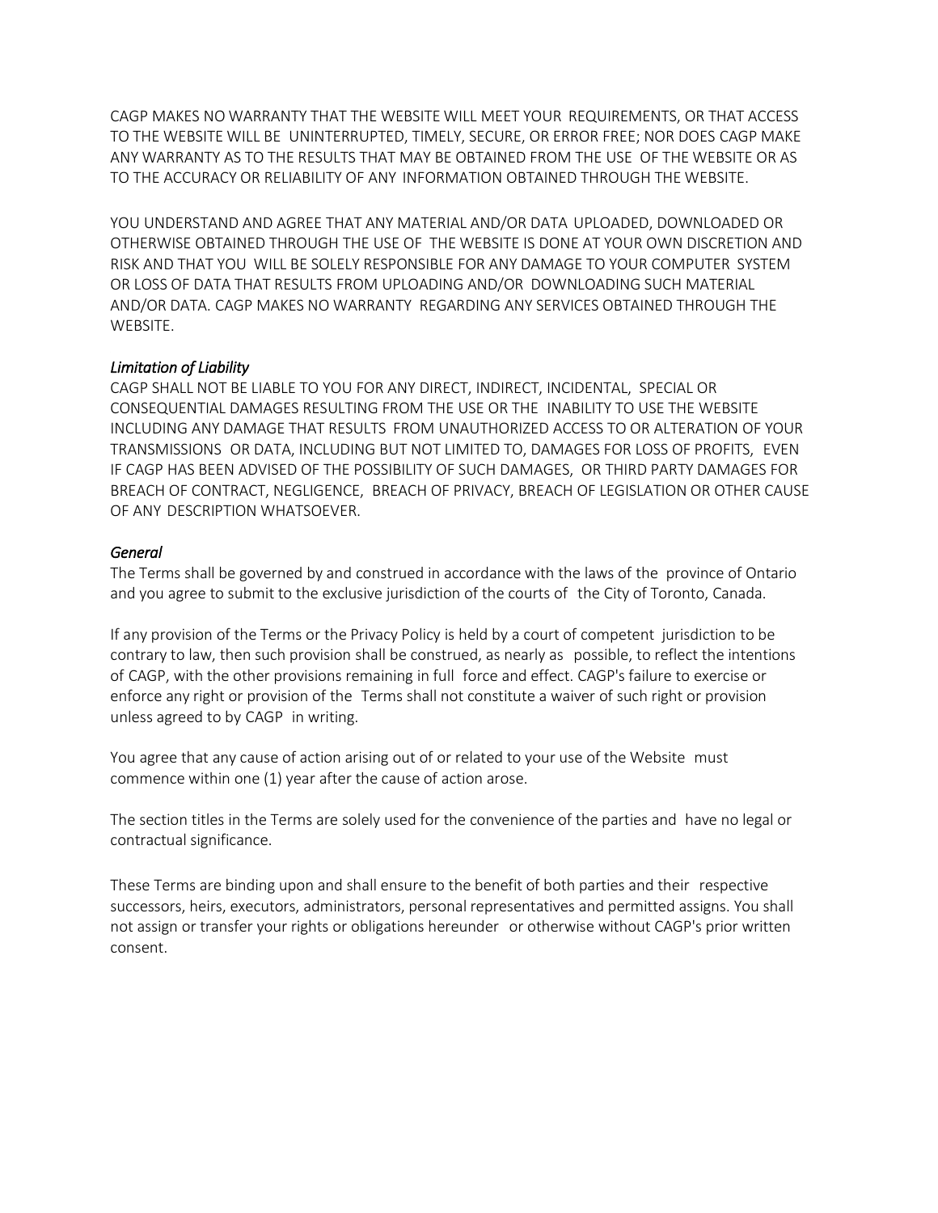CAGP MAKES NO WARRANTY THAT THE WEBSITE WILL MEET YOUR REQUIREMENTS, OR THAT ACCESS TO THE WEBSITE WILL BE UNINTERRUPTED, TIMELY, SECURE, OR ERROR FREE; NOR DOES CAGP MAKE ANY WARRANTY AS TO THE RESULTS THAT MAY BE OBTAINED FROM THE USE OF THE WEBSITE OR AS TO THE ACCURACY OR RELIABILITY OF ANY INFORMATION OBTAINED THROUGH THE WEBSITE.

YOU UNDERSTAND AND AGREE THAT ANY MATERIAL AND/OR DATA UPLOADED, DOWNLOADED OR OTHERWISE OBTAINED THROUGH THE USE OF THE WEBSITE IS DONE AT YOUR OWN DISCRETION AND RISK AND THAT YOU WILL BE SOLELY RESPONSIBLE FOR ANY DAMAGE TO YOUR COMPUTER SYSTEM OR LOSS OF DATA THAT RESULTS FROM UPLOADING AND/OR DOWNLOADING SUCH MATERIAL AND/OR DATA. CAGP MAKES NO WARRANTY REGARDING ANY SERVICES OBTAINED THROUGH THE WEBSITE.

*Limitation of Liability*

CAGP SHALL NOT BE LIABLE TO YOU FOR ANY DIRECT, INDIRECT, INCIDENTAL, SPECIAL OR CONSEQUENTIAL DAMAGES RESULTING FROM THE USE OR THE INABILITY TO USE THE WEBSITE INCLUDING ANY DAMAGE THAT RESULTS FROM UNAUTHORIZED ACCESS TO OR ALTERATION OF YOUR TRANSMISSIONS OR DATA, INCLUDING BUT NOT LIMITED TO, DAMAGES FOR LOSS OF PROFITS, EVEN IF CAGP HAS BEEN ADVISED OF THE POSSIBILITY OF SUCH DAMAGES, OR THIRD PARTY DAMAGES FOR BREACH OF CONTRACT, NEGLIGENCE, BREACH OF PRIVACY, BREACH OF LEGISLATION OR OTHER CAUSE OF ANY DESCRIPTION WHATSOEVER.

*General*

The Terms shall be governed by and construed in accordance with the laws of the province of Ontario and you agree to submit to the exclusive jurisdiction of the courts of the City of Toronto, Canada.

If any provision of the Terms or the Privacy Policy is held by a court of competent jurisdiction to be contrary to law, then such provision shall be construed, as nearly as possible, to reflect the intentions of CAGP, with the other provisions remaining in full force and effect. CAGP's failure to exercise or enforce any right or provision of the Terms shall not constitute a waiver of such right or provision unless agreed to by CAGP in writing.

You agree that any cause of action arising out of or related to your use of the Website must commence within one (1) year after the cause of action arose.

The section titles in the Terms are solely used for the convenience of the parties and have no legal or contractual significance.

These Terms are binding upon and shall ensure to the benefit of both parties and their respective successors, heirs, executors, administrators, personal representatives and permitted assigns. You shall not assign or transfer your rights or obligations hereunder or otherwise without CAGP's prior written consent.